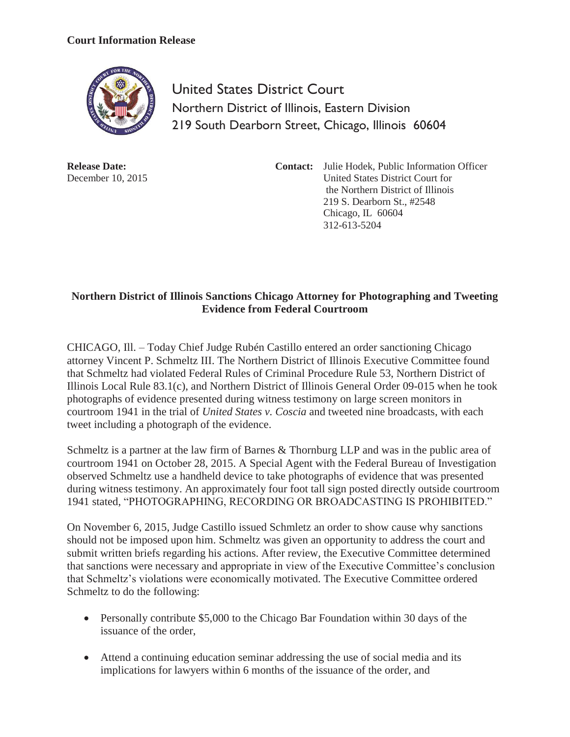**Court Information Release**

United States District Court
Northern District of Illinois, Eastern Division
219 South Dearborn Street, Chicago, Illinois 60604

**Release Date:**
December 10, 2015

**Contact:** Julie Hodek, Public Information Officer
United States District Court for
the Northern District of Illinois
219 S. Dearborn St., #2548
Chicago, IL 60604
312-613-5204

## Northern District of Illinois Sanctions Chicago Attorney for Photographing and Tweeting Evidence from Federal Courtroom

CHICAGO, Ill. – Today Chief Judge Rubén Castillo entered an order sanctioning Chicago attorney Vincent P. Schmeltz III. The Northern District of Illinois Executive Committee found that Schmeltz had violated Federal Rules of Criminal Procedure Rule 53, Northern District of Illinois Local Rule 83.1(c), and Northern District of Illinois General Order 09-015 when he took photographs of evidence presented during witness testimony on large screen monitors in courtroom 1941 in the trial of *United States v. Coscia* and tweeted nine broadcasts, with each tweet including a photograph of the evidence.

Schmeltz is a partner at the law firm of Barnes & Thornburg LLP and was in the public area of courtroom 1941 on October 28, 2015. A Special Agent with the Federal Bureau of Investigation observed Schmeltz use a handheld device to take photographs of evidence that was presented during witness testimony. An approximately four foot tall sign posted directly outside courtroom 1941 stated, "PHOTOGRAPHING, RECORDING OR BROADCASTING IS PROHIBITED."

On November 6, 2015, Judge Castillo issued Schmletz an order to show cause why sanctions should not be imposed upon him. Schmeltz was given an opportunity to address the court and submit written briefs regarding his actions. After review, the Executive Committee determined that sanctions were necessary and appropriate in view of the Executive Committee's conclusion that Schmeltz's violations were economically motivated. The Executive Committee ordered Schmeltz to do the following:

- Personally contribute $5,000 to the Chicago Bar Foundation within 30 days of the issuance of the order,
- Attend a continuing education seminar addressing the use of social media and its implications for lawyers within 6 months of the issuance of the order, and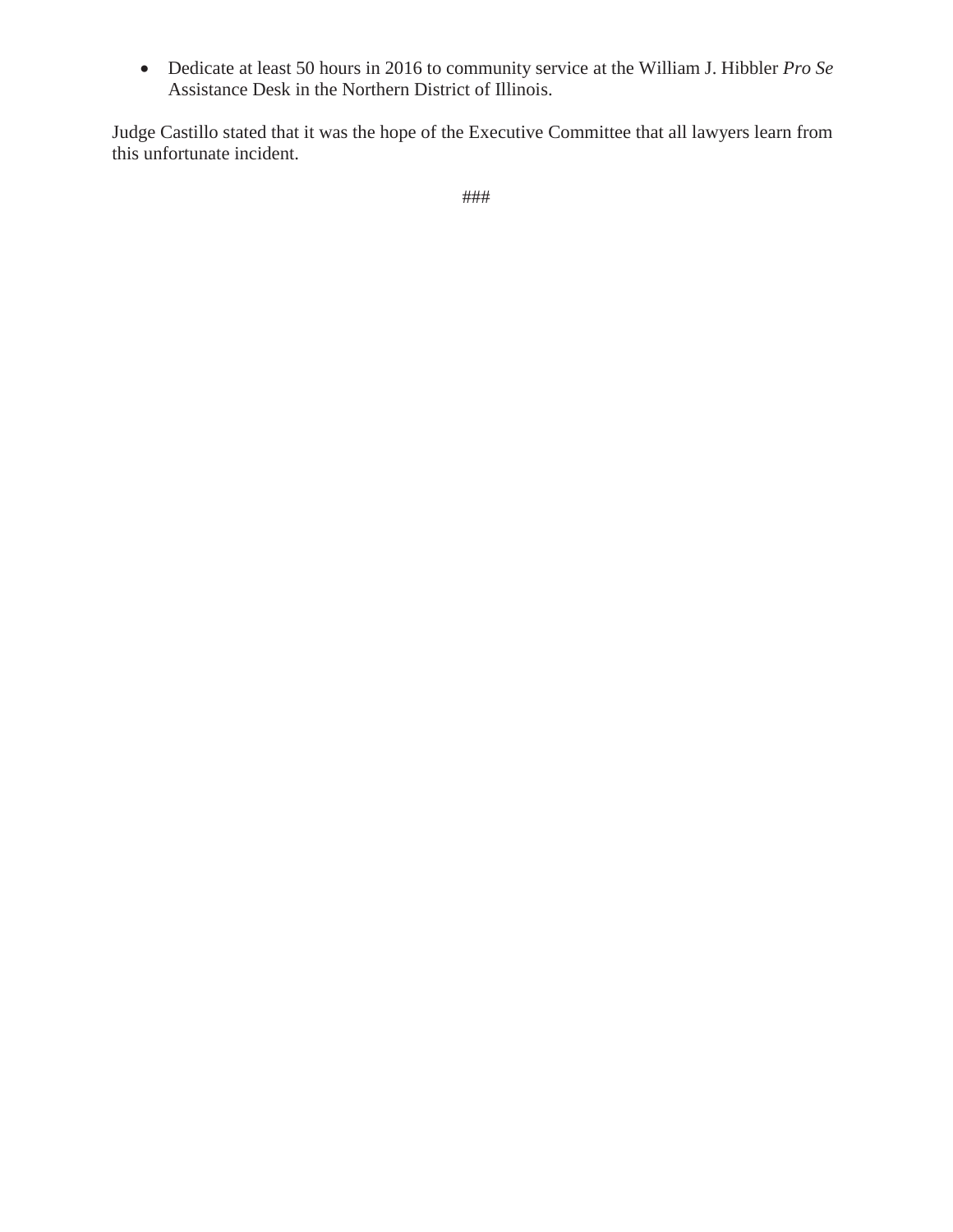- Dedicate at least 50 hours in 2016 to community service at the William J. Hibbler *Pro Se* Assistance Desk in the Northern District of Illinois.

Judge Castillo stated that it was the hope of the Executive Committee that all lawyers learn from this unfortunate incident.

###